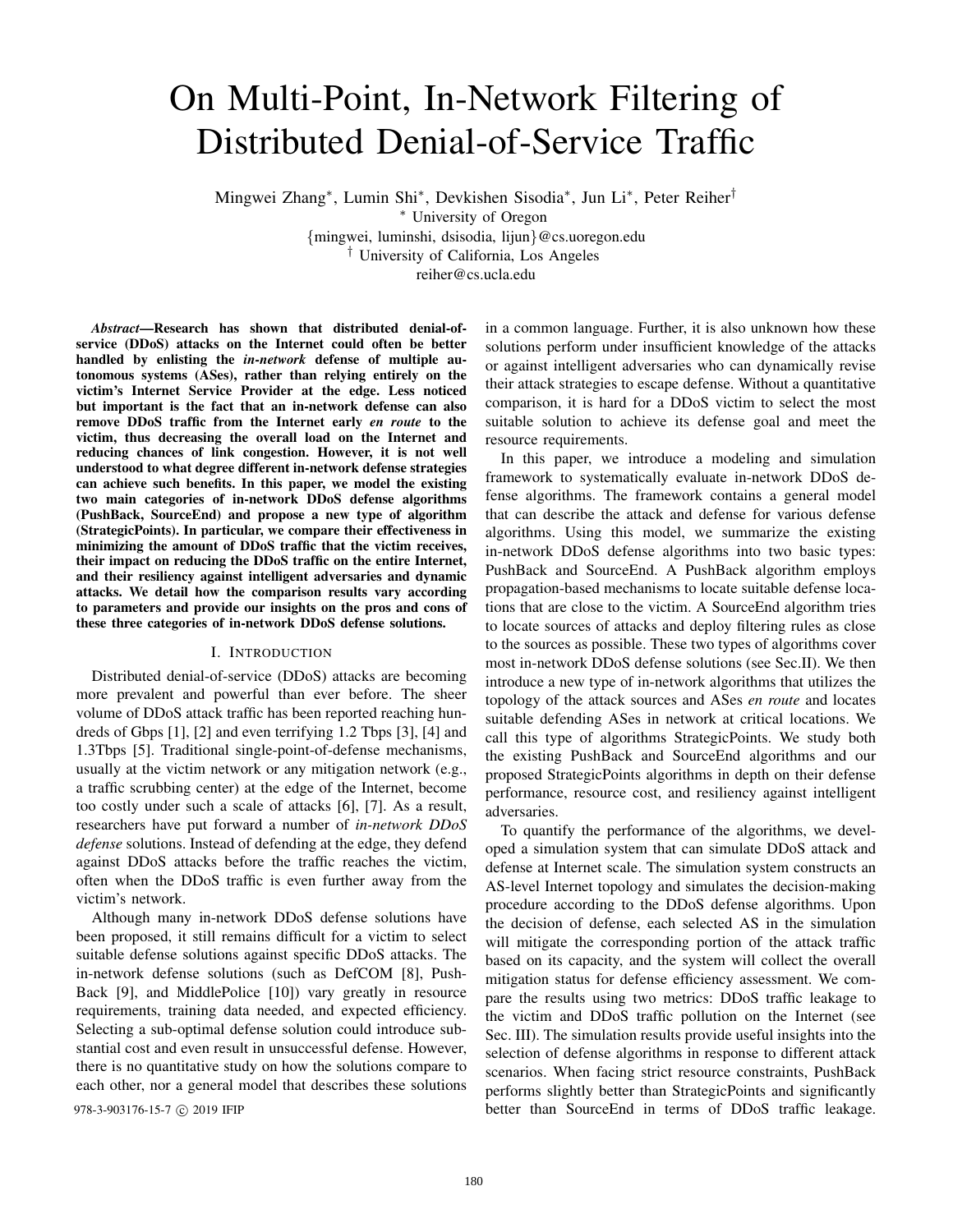# On Multi-Point, In-Network Filtering of Distributed Denial-of-Service Traffic

Mingwei Zhang*, Lumin Shi*, Devkishen Sisodia*, Jun Li*, Peter Reiher†

* University of Oregon

{mingwei, luminshi, dsisodia, lijun}@cs.uoregon.edu

† University of California, Los Angeles

reiher@cs.ucla.edu

***Abstract*—Research has shown that distributed denial-of-service (DDoS) attacks on the Internet could often be better handled by enlisting the *in-network* defense of multiple autonomous systems (ASes), rather than relying entirely on the victim's Internet Service Provider at the edge. Less noticed but important is the fact that an in-network defense can also remove DDoS traffic from the Internet early *en route* to the victim, thus decreasing the overall load on the Internet and reducing chances of link congestion. However, it is not well understood to what degree different in-network defense strategies can achieve such benefits. In this paper, we model the existing two main categories of in-network DDoS defense algorithms (PushBack, SourceEnd) and propose a new type of algorithm (StrategicPoints). In particular, we compare their effectiveness in minimizing the amount of DDoS traffic that the victim receives, their impact on reducing the DDoS traffic on the entire Internet, and their resiliency against intelligent adversaries and dynamic attacks. We detail how the comparison results vary according to parameters and provide our insights on the pros and cons of these three categories of in-network DDoS defense solutions.**

## I. Introduction

Distributed denial-of-service (DDoS) attacks are becoming more prevalent and powerful than ever before. The sheer volume of DDoS attack traffic has been reported reaching hundreds of Gbps [1], [2] and even terrifying 1.2 Tbps [3], [4] and 1.3Tbps [5]. Traditional single-point-of-defense mechanisms, usually at the victim network or any mitigation network (e.g., a traffic scrubbing center) at the edge of the Internet, become too costly under such a scale of attacks [6], [7]. As a result, researchers have put forward a number of *in-network DDoS defense* solutions. Instead of defending at the edge, they defend against DDoS attacks before the traffic reaches the victim, often when the DDoS traffic is even further away from the victim's network.

Although many in-network DDoS defense solutions have been proposed, it still remains difficult for a victim to select suitable defense solutions against specific DDoS attacks. The in-network defense solutions (such as DefCOM [8], PushBack [9], and MiddlePolice [10]) vary greatly in resource requirements, training data needed, and expected efficiency. Selecting a sub-optimal defense solution could introduce substantial cost and even result in unsuccessful defense. However, there is no quantitative study on how the solutions compare to each other, nor a general model that describes these solutions in a common language. Further, it is also unknown how these solutions perform under insufficient knowledge of the attacks or against intelligent adversaries who can dynamically revise their attack strategies to escape defense. Without a quantitative comparison, it is hard for a DDoS victim to select the most suitable solution to achieve its defense goal and meet the resource requirements.

In this paper, we introduce a modeling and simulation framework to systematically evaluate in-network DDoS defense algorithms. The framework contains a general model that can describe the attack and defense for various defense algorithms. Using this model, we summarize the existing in-network DDoS defense algorithms into two basic types: PushBack and SourceEnd. A PushBack algorithm employs propagation-based mechanisms to locate suitable defense locations that are close to the victim. A SourceEnd algorithm tries to locate sources of attacks and deploy filtering rules as close to the sources as possible. These two types of algorithms cover most in-network DDoS defense solutions (see Sec.II). We then introduce a new type of in-network algorithms that utilizes the topology of the attack sources and ASes *en route* and locates suitable defending ASes in network at critical locations. We call this type of algorithms StrategicPoints. We study both the existing PushBack and SourceEnd algorithms and our proposed StrategicPoints algorithms in depth on their defense performance, resource cost, and resiliency against intelligent adversaries.

To quantify the performance of the algorithms, we developed a simulation system that can simulate DDoS attack and defense at Internet scale. The simulation system constructs an AS-level Internet topology and simulates the decision-making procedure according to the DDoS defense algorithms. Upon the decision of defense, each selected AS in the simulation will mitigate the corresponding portion of the attack traffic based on its capacity, and the system will collect the overall mitigation status for defense efficiency assessment. We compare the results using two metrics: DDoS traffic leakage to the victim and DDoS traffic pollution on the Internet (see Sec. III). The simulation results provide useful insights into the selection of defense algorithms in response to different attack scenarios. When facing strict resource constraints, PushBack performs slightly better than StrategicPoints and significantly better than SourceEnd in terms of DDoS traffic leakage.

978-3-903176-15-7 © 2019 IFIP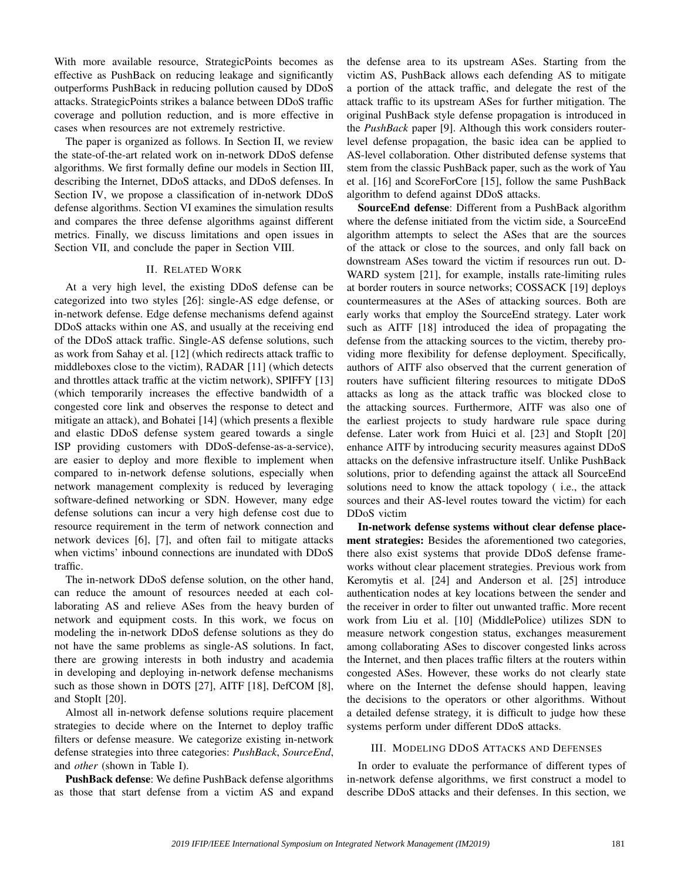With more available resource, StrategicPoints becomes as effective as PushBack on reducing leakage and significantly outperforms PushBack in reducing pollution caused by DDoS attacks. StrategicPoints strikes a balance between DDoS traffic coverage and pollution reduction, and is more effective in cases when resources are not extremely restrictive.

The paper is organized as follows. In Section II, we review the state-of-the-art related work on in-network DDoS defense algorithms. We first formally define our models in Section III, describing the Internet, DDoS attacks, and DDoS defenses. In Section IV, we propose a classification of in-network DDoS defense algorithms. Section VI examines the simulation results and compares the three defense algorithms against different metrics. Finally, we discuss limitations and open issues in Section VII, and conclude the paper in Section VIII.

## II. Related Work

At a very high level, the existing DDoS defense can be categorized into two styles [26]: single-AS edge defense, or in-network defense. Edge defense mechanisms defend against DDoS attacks within one AS, and usually at the receiving end of the DDoS attack traffic. Single-AS defense solutions, such as work from Sahay et al. [12] (which redirects attack traffic to middleboxes close to the victim), RADAR [11] (which detects and throttles attack traffic at the victim network), SPIFFY [13] (which temporarily increases the effective bandwidth of a congested core link and observes the response to detect and mitigate an attack), and Bohatei [14] (which presents a flexible and elastic DDoS defense system geared towards a single ISP providing customers with DDoS-defense-as-a-service), are easier to deploy and more flexible to implement when compared to in-network defense solutions, especially when network management complexity is reduced by leveraging software-defined networking or SDN. However, many edge defense solutions can incur a very high defense cost due to resource requirement in the term of network connection and network devices [6], [7], and often fail to mitigate attacks when victims' inbound connections are inundated with DDoS traffic.

The in-network DDoS defense solution, on the other hand, can reduce the amount of resources needed at each collaborating AS and relieve ASes from the heavy burden of network and equipment costs. In this work, we focus on modeling the in-network DDoS defense solutions as they do not have the same problems as single-AS solutions. In fact, there are growing interests in both industry and academia in developing and deploying in-network defense mechanisms such as those shown in DOTS [27], AITF [18], DefCOM [8], and StopIt [20].

Almost all in-network defense solutions require placement strategies to decide where on the Internet to deploy traffic filters or defense measure. We categorize existing in-network defense strategies into three categories: *PushBack*, *SourceEnd*, and *other* (shown in Table I).

**PushBack defense**: We define PushBack defense algorithms as those that start defense from a victim AS and expand the defense area to its upstream ASes. Starting from the victim AS, PushBack allows each defending AS to mitigate a portion of the attack traffic, and delegate the rest of the attack traffic to its upstream ASes for further mitigation. The original PushBack style defense propagation is introduced in the *PushBack* paper [9]. Although this work considers router-level defense propagation, the basic idea can be applied to AS-level collaboration. Other distributed defense systems that stem from the classic PushBack paper, such as the work of Yau et al. [16] and ScoreForCore [15], follow the same PushBack algorithm to defend against DDoS attacks.

**SourceEnd defense**: Different from a PushBack algorithm where the defense initiated from the victim side, a SourceEnd algorithm attempts to select the ASes that are the sources of the attack or close to the sources, and only fall back on downstream ASes toward the victim if resources run out. D-WARD system [21], for example, installs rate-limiting rules at border routers in source networks; COSSACK [19] deploys countermeasures at the ASes of attacking sources. Both are early works that employ the SourceEnd strategy. Later work such as AITF [18] introduced the idea of propagating the defense from the attacking sources to the victim, thereby providing more flexibility for defense deployment. Specifically, authors of AITF also observed that the current generation of routers have sufficient filtering resources to mitigate DDoS attacks as long as the attack traffic was blocked close to the attacking sources. Furthermore, AITF was also one of the earliest projects to study hardware rule space during defense. Later work from Huici et al. [23] and StopIt [20] enhance AITF by introducing security measures against DDoS attacks on the defensive infrastructure itself. Unlike PushBack solutions, prior to defending against the attack all SourceEnd solutions need to know the attack topology ( i.e., the attack sources and their AS-level routes toward the victim) for each DDoS victim

**In-network defense systems without clear defense placement strategies:** Besides the aforementioned two categories, there also exist systems that provide DDoS defense frameworks without clear placement strategies. Previous work from Keromytis et al. [24] and Anderson et al. [25] introduce authentication nodes at key locations between the sender and the receiver in order to filter out unwanted traffic. More recent work from Liu et al. [10] (MiddlePolice) utilizes SDN to measure network congestion status, exchanges measurement among collaborating ASes to discover congested links across the Internet, and then places traffic filters at the routers within congested ASes. However, these works do not clearly state where on the Internet the defense should happen, leaving the decisions to the operators or other algorithms. Without a detailed defense strategy, it is difficult to judge how these systems perform under different DDoS attacks.

## III. Modeling DDoS Attacks and Defenses

In order to evaluate the performance of different types of in-network defense algorithms, we first construct a model to describe DDoS attacks and their defenses. In this section, we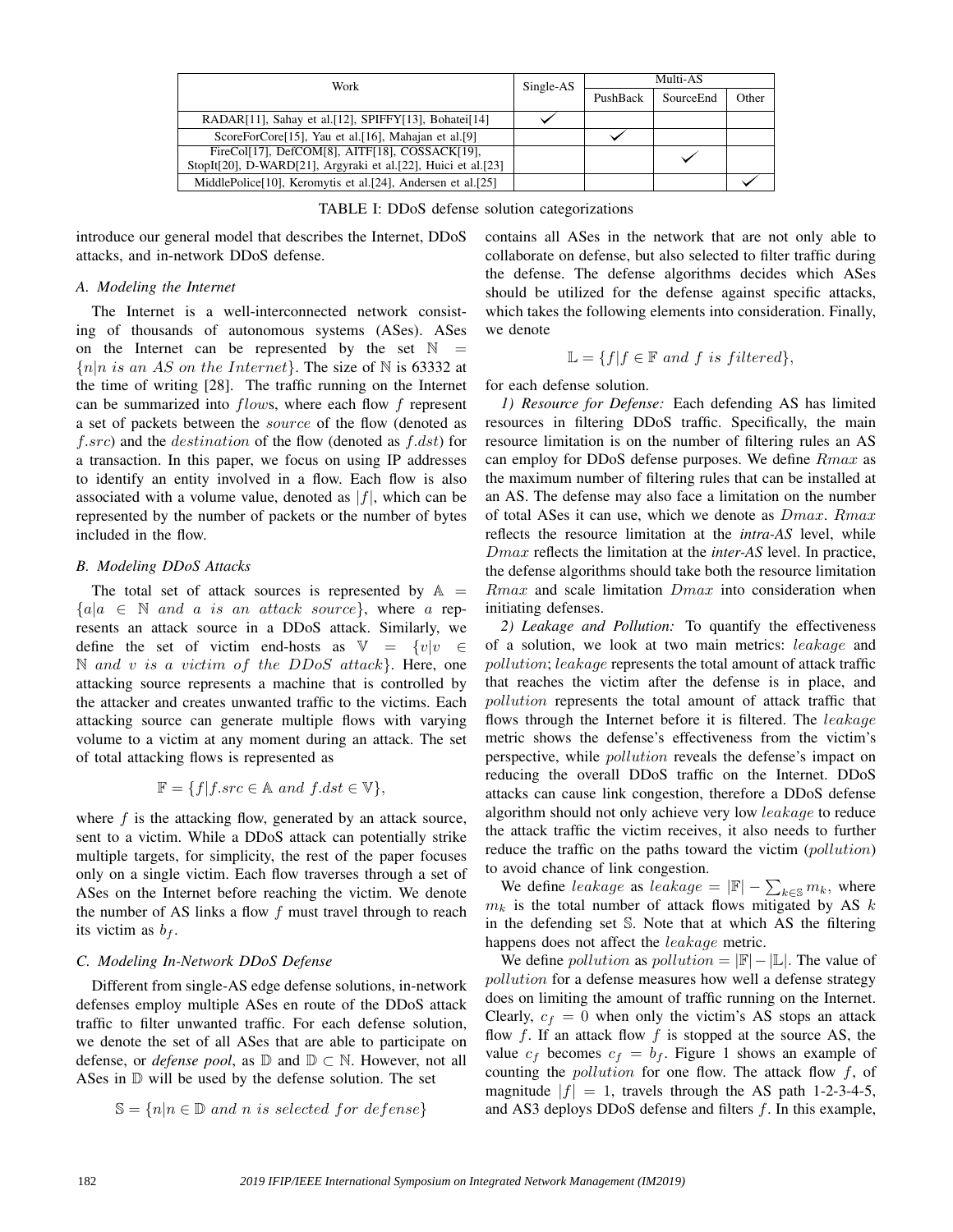| Work | Single-AS | Multi-AS | | |
|---|---|---|---|---|
| | | PushBack | SourceEnd | Other |
| RADAR[11], Sahay et al.[12], SPIFFY[13], Bohatei[14] | ✓ | | | |
| ScoreForCore[15], Yau et al.[16], Mahajan et al.[9] | | ✓ | | |
| FireCol[17], DefCOM[8], AITF[18], COSSACK[19], StopIt[20], D-WARD[21], Argyraki et al.[22], Huici et al.[23] | | | ✓ | |
| MiddlePolice[10], Keromytis et al.[24], Andersen et al.[25] | | | | ✓ |

TABLE I: DDoS defense solution categorizations

introduce our general model that describes the Internet, DDoS attacks, and in-network DDoS defense.

### A. Modeling the Internet

The Internet is a well-interconnected network consisting of thousands of autonomous systems (ASes). ASes on the Internet can be represented by the set $\mathbb{N} = \{n | n \ is \ an \ AS \ on \ the \ Internet\}$. The size of $\mathbb{N}$ is 63332 at the time of writing [28]. The traffic running on the Internet can be summarized into $flow$s, where each flow $f$ represent a set of packets between the $source$ of the flow (denoted as $f.src$) and the $destination$ of the flow (denoted as $f.dst$) for a transaction. In this paper, we focus on using IP addresses to identify an entity involved in a flow. Each flow is also associated with a volume value, denoted as $|f|$, which can be represented by the number of packets or the number of bytes included in the flow.

### B. Modeling DDoS Attacks

The total set of attack sources is represented by $\mathbb{A} = \{a | a \in \mathbb{N} \ and \ a \ is \ an \ attack \ source\}$, where $a$ represents an attack source in a DDoS attack. Similarly, we define the set of victim end-hosts as $\mathbb{V} = \{v | v \in \mathbb{N} \ and \ v \ is \ a \ victim \ of \ the \ DDoS \ attack\}$. Here, one attacking source represents a machine that is controlled by the attacker and creates unwanted traffic to the victims. Each attacking source can generate multiple flows with varying volume to a victim at any moment during an attack. The set of total attacking flows is represented as

$$\mathbb{F} = \{f | f.src \in \mathbb{A} \ and \ f.dst \in \mathbb{V}\},$$

where $f$ is the attacking flow, generated by an attack source, sent to a victim. While a DDoS attack can potentially strike multiple targets, for simplicity, the rest of the paper focuses only on a single victim. Each flow traverses through a set of ASes on the Internet before reaching the victim. We denote the number of AS links a flow $f$ must travel through to reach its victim as $b_f$.

### C. Modeling In-Network DDoS Defense

Different from single-AS edge defense solutions, in-network defenses employ multiple ASes en route of the DDoS attack traffic to filter unwanted traffic. For each defense solution, we denote the set of all ASes that are able to participate on defense, or *defense pool*, as $\mathbb{D}$ and $\mathbb{D} \subset \mathbb{N}$. However, not all ASes in $\mathbb{D}$ will be used by the defense solution. The set

$$\mathbb{S} = \{n | n \in \mathbb{D} \ and \ n \ is \ selected \ for \ defense\}$$

contains all ASes in the network that are not only able to collaborate on defense, but also selected to filter traffic during the defense. The defense algorithms decides which ASes should be utilized for the defense against specific attacks, which takes the following elements into consideration. Finally, we denote

$$\mathbb{L} = \{f | f \in \mathbb{F} \ and \ f \ is \ filtered\},$$

for each defense solution.

*1) Resource for Defense:* Each defending AS has limited resources in filtering DDoS traffic. Specifically, the main resource limitation is on the number of filtering rules an AS can employ for DDoS defense purposes. We define $Rmax$ as the maximum number of filtering rules that can be installed at an AS. The defense may also face a limitation on the number of total ASes it can use, which we denote as $Dmax$. $Rmax$ reflects the resource limitation at the ***intra-AS*** level, while $Dmax$ reflects the limitation at the ***inter-AS*** level. In practice, the defense algorithms should take both the resource limitation $Rmax$ and scale limitation $Dmax$ into consideration when initiating defenses.

*2) Leakage and Pollution:* To quantify the effectiveness of a solution, we look at two main metrics: $leakage$ and $pollution$; $leakage$ represents the total amount of attack traffic that reaches the victim after the defense is in place, and $pollution$ represents the total amount of attack traffic that flows through the Internet before it is filtered. The $leakage$ metric shows the defense's effectiveness from the victim's perspective, while $pollution$ reveals the defense's impact on reducing the overall DDoS traffic on the Internet. DDoS attacks can cause link congestion, therefore a DDoS defense algorithm should not only achieve very low $leakage$ to reduce the attack traffic the victim receives, it also needs to further reduce the traffic on the paths toward the victim ($pollution$) to avoid chance of link congestion.

We define $leakage$ as $leakage = |\mathbb{F}| - \sum_{k \in \mathbb{S}} m_k$, where $m_k$ is the total number of attack flows mitigated by AS $k$ in the defending set $\mathbb{S}$. Note that at which AS the filtering happens does not affect the $leakage$ metric.

We define $pollution$ as $pollution = |\mathbb{F}| - |\mathbb{L}|$. The value of $pollution$ for a defense measures how well a defense strategy does on limiting the amount of traffic running on the Internet. Clearly, $c_f = 0$ when only the victim's AS stops an attack flow $f$. If an attack flow $f$ is stopped at the source AS, the value $c_f$ becomes $c_f = b_f$. Figure 1 shows an example of counting the $pollution$ for one flow. The attack flow $f$, of magnitude $|f| = 1$, travels through the AS path 1-2-3-4-5, and AS3 deploys DDoS defense and filters $f$. In this example,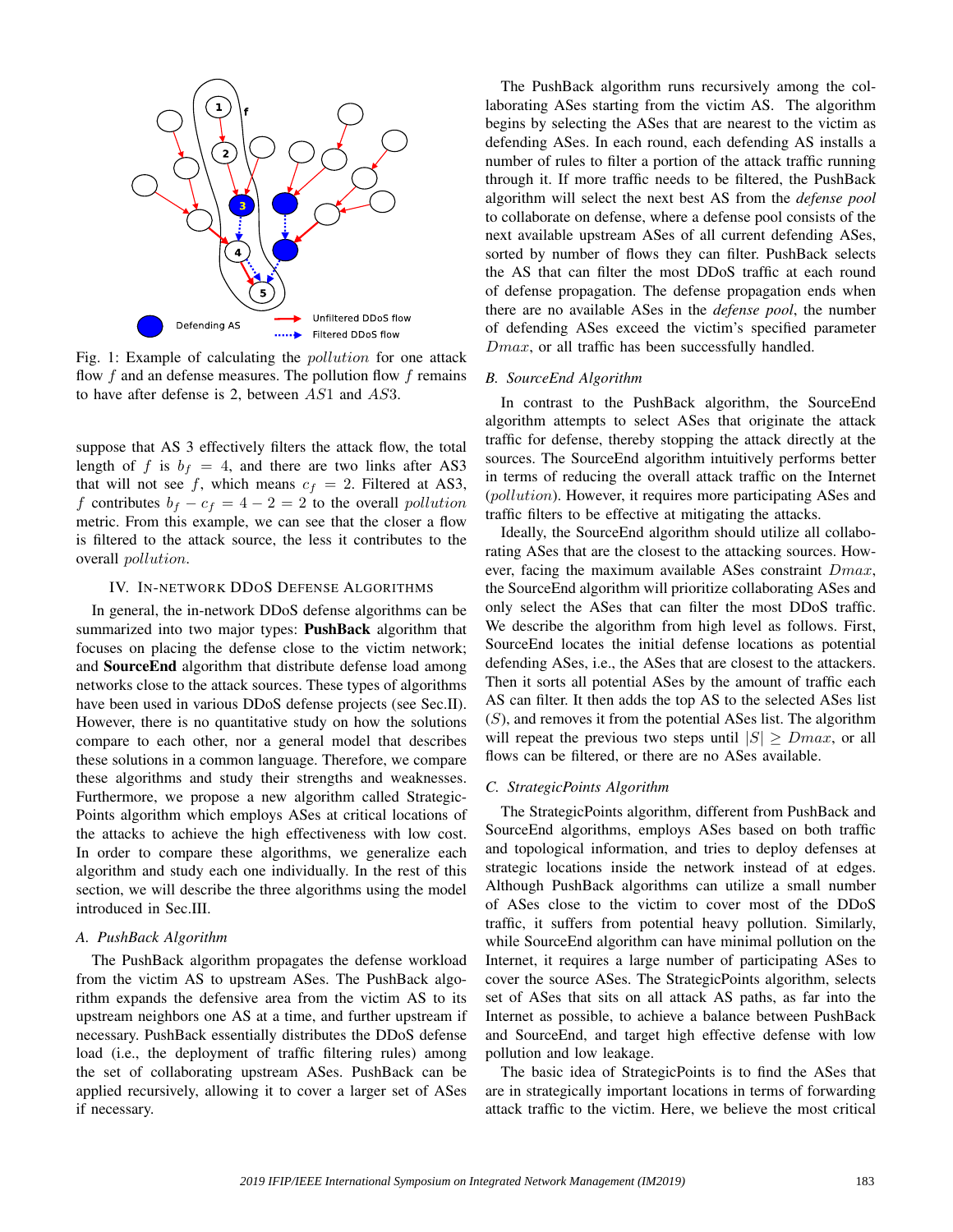Fig. 1: Example of calculating the $pollution$ for one attack flow $f$ and an defense measures. The pollution flow $f$ remains to have after defense is 2, between $AS1$ and $AS3$.

suppose that AS 3 effectively filters the attack flow, the total length of $f$ is $b_f = 4$, and there are two links after AS3 that will not see $f$, which means $c_f = 2$. Filtered at AS3, $f$ contributes $b_f - c_f = 4 - 2 = 2$ to the overall $pollution$ metric. From this example, we can see that the closer a flow is filtered to the attack source, the less it contributes to the overall $pollution$.

## IV. In-network DDoS Defense Algorithms

In general, the in-network DDoS defense algorithms can be summarized into two major types: **PushBack** algorithm that focuses on placing the defense close to the victim network; and **SourceEnd** algorithm that distribute defense load among networks close to the attack sources. These types of algorithms have been used in various DDoS defense projects (see Sec.II). However, there is no quantitative study on how the solutions compare to each other, nor a general model that describes these solutions in a common language. Therefore, we compare these algorithms and study their strengths and weaknesses. Furthermore, we propose a new algorithm called StrategicPoints algorithm which employs ASes at critical locations of the attacks to achieve the high effectiveness with low cost. In order to compare these algorithms, we generalize each algorithm and study each one individually. In the rest of this section, we will describe the three algorithms using the model introduced in Sec.III.

### A. PushBack Algorithm

The PushBack algorithm propagates the defense workload from the victim AS to upstream ASes. The PushBack algorithm expands the defensive area from the victim AS to its upstream neighbors one AS at a time, and further upstream if necessary. PushBack essentially distributes the DDoS defense load (i.e., the deployment of traffic filtering rules) among the set of collaborating upstream ASes. PushBack can be applied recursively, allowing it to cover a larger set of ASes if necessary.

The PushBack algorithm runs recursively among the collaborating ASes starting from the victim AS. The algorithm begins by selecting the ASes that are nearest to the victim as defending ASes. In each round, each defending AS installs a number of rules to filter a portion of the attack traffic running through it. If more traffic needs to be filtered, the PushBack algorithm will select the next best AS from the *defense pool* to collaborate on defense, where a defense pool consists of the next available upstream ASes of all current defending ASes, sorted by number of flows they can filter. PushBack selects the AS that can filter the most DDoS traffic at each round of defense propagation. The defense propagation ends when there are no available ASes in the *defense pool*, the number of defending ASes exceed the victim's specified parameter $Dmax$, or all traffic has been successfully handled.

### B. SourceEnd Algorithm

In contrast to the PushBack algorithm, the SourceEnd algorithm attempts to select ASes that originate the attack traffic for defense, thereby stopping the attack directly at the sources. The SourceEnd algorithm intuitively performs better in terms of reducing the overall attack traffic on the Internet ($pollution$). However, it requires more participating ASes and traffic filters to be effective at mitigating the attacks.

Ideally, the SourceEnd algorithm should utilize all collaborating ASes that are the closest to the attacking sources. However, facing the maximum available ASes constraint $Dmax$, the SourceEnd algorithm will prioritize collaborating ASes and only select the ASes that can filter the most DDoS traffic. We describe the algorithm from high level as follows. First, SourceEnd locates the initial defense locations as potential defending ASes, i.e., the ASes that are closest to the attackers. Then it sorts all potential ASes by the amount of traffic each AS can filter. It then adds the top AS to the selected ASes list ($S$), and removes it from the potential ASes list. The algorithm will repeat the previous two steps until $|S| \geq Dmax$, or all flows can be filtered, or there are no ASes available.

### C. StrategicPoints Algorithm

The StrategicPoints algorithm, different from PushBack and SourceEnd algorithms, employs ASes based on both traffic and topological information, and tries to deploy defenses at strategic locations inside the network instead of at edges. Although PushBack algorithms can utilize a small number of ASes close to the victim to cover most of the DDoS traffic, it suffers from potential heavy pollution. Similarly, while SourceEnd algorithm can have minimal pollution on the Internet, it requires a large number of participating ASes to cover the source ASes. The StrategicPoints algorithm, selects set of ASes that sits on all attack AS paths, as far into the Internet as possible, to achieve a balance between PushBack and SourceEnd, and target high effective defense with low pollution and low leakage.

The basic idea of StrategicPoints is to find the ASes that are in strategically important locations in terms of forwarding attack traffic to the victim. Here, we believe the most critical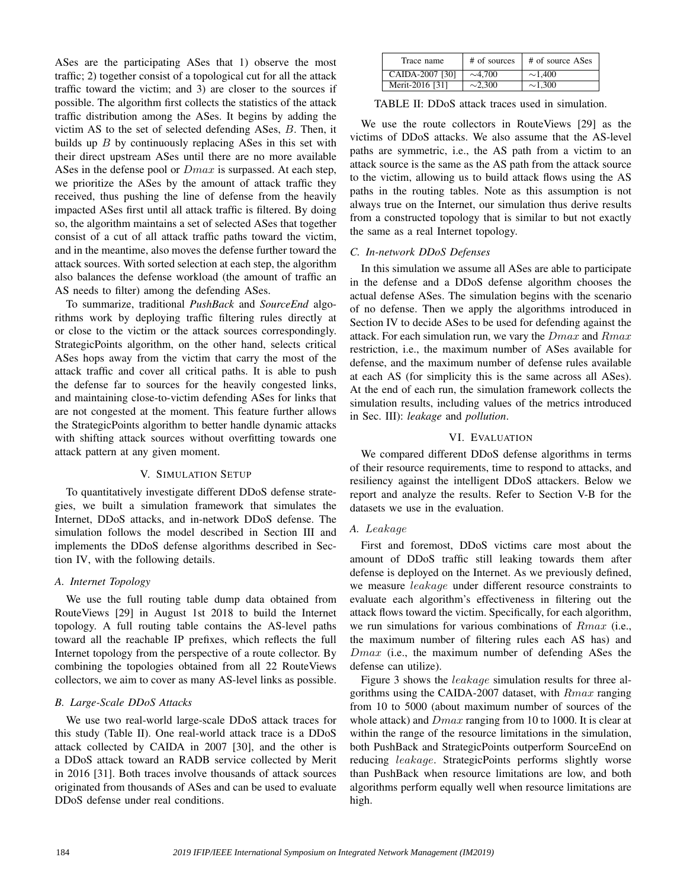ASes are the participating ASes that 1) observe the most traffic; 2) together consist of a topological cut for all the attack traffic toward the victim; and 3) are closer to the sources if possible. The algorithm first collects the statistics of the attack traffic distribution among the ASes. It begins by adding the victim AS to the set of selected defending ASes, $B$. Then, it builds up $B$ by continuously replacing ASes in this set with their direct upstream ASes until there are no more available ASes in the defense pool or $Dmax$ is surpassed. At each step, we prioritize the ASes by the amount of attack traffic they received, thus pushing the line of defense from the heavily impacted ASes first until all attack traffic is filtered. By doing so, the algorithm maintains a set of selected ASes that together consist of a cut of all attack traffic paths toward the victim, and in the meantime, also moves the defense further toward the attack sources. With sorted selection at each step, the algorithm also balances the defense workload (the amount of traffic an AS needs to filter) among the defending ASes.

To summarize, traditional *PushBack* and *SourceEnd* algorithms work by deploying traffic filtering rules directly at or close to the victim or the attack sources correspondingly. StrategicPoints algorithm, on the other hand, selects critical ASes hops away from the victim that carry the most of the attack traffic and cover all critical paths. It is able to push the defense far to sources for the heavily congested links, and maintaining close-to-victim defending ASes for links that are not congested at the moment. This feature further allows the StrategicPoints algorithm to better handle dynamic attacks with shifting attack sources without overfitting towards one attack pattern at any given moment.

## V. Simulation Setup

To quantitatively investigate different DDoS defense strategies, we built a simulation framework that simulates the Internet, DDoS attacks, and in-network DDoS defense. The simulation follows the model described in Section III and implements the DDoS defense algorithms described in Section IV, with the following details.

### A. Internet Topology

We use the full routing table dump data obtained from RouteViews [29] in August 1st 2018 to build the Internet topology. A full routing table contains the AS-level paths toward all the reachable IP prefixes, which reflects the full Internet topology from the perspective of a route collector. By combining the topologies obtained from all 22 RouteViews collectors, we aim to cover as many AS-level links as possible.

### B. Large-Scale DDoS Attacks

We use two real-world large-scale DDoS attack traces for this study (Table II). One real-world attack trace is a DDoS attack collected by CAIDA in 2007 [30], and the other is a DDoS attack toward an RADB service collected by Merit in 2016 [31]. Both traces involve thousands of attack sources originated from thousands of ASes and can be used to evaluate DDoS defense under real conditions.

| Trace name | # of sources | # of source ASes |
|---|---|---|
| CAIDA-2007 [30] | ∼4,700 | ∼1,400 |
| Merit-2016 [31] | ∼2,300 | ∼1,300 |

TABLE II: DDoS attack traces used in simulation.

We use the route collectors in RouteViews [29] as the victims of DDoS attacks. We also assume that the AS-level paths are symmetric, i.e., the AS path from a victim to an attack source is the same as the AS path from the attack source to the victim, allowing us to build attack flows using the AS paths in the routing tables. Note as this assumption is not always true on the Internet, our simulation thus derive results from a constructed topology that is similar to but not exactly the same as a real Internet topology.

### C. In-network DDoS Defenses

In this simulation we assume all ASes are able to participate in the defense and a DDoS defense algorithm chooses the actual defense ASes. The simulation begins with the scenario of no defense. Then we apply the algorithms introduced in Section IV to decide ASes to be used for defending against the attack. For each simulation run, we vary the $Dmax$ and $Rmax$ restriction, i.e., the maximum number of ASes available for defense, and the maximum number of defense rules available at each AS (for simplicity this is the same across all ASes). At the end of each run, the simulation framework collects the simulation results, including values of the metrics introduced in Sec. III): *leakage* and *pollution*.

## VI. Evaluation

We compared different DDoS defense algorithms in terms of their resource requirements, time to respond to attacks, and resiliency against the intelligent DDoS attackers. Below we report and analyze the results. Refer to Section V-B for the datasets we use in the evaluation.

### A. $Leakage$

First and foremost, DDoS victims care most about the amount of DDoS traffic still leaking towards them after defense is deployed on the Internet. As we previously defined, we measure $leakage$ under different resource constraints to evaluate each algorithm's effectiveness in filtering out the attack flows toward the victim. Specifically, for each algorithm, we run simulations for various combinations of $Rmax$ (i.e., the maximum number of filtering rules each AS has) and $Dmax$ (i.e., the maximum number of defending ASes the defense can utilize).

Figure 3 shows the $leakage$ simulation results for three algorithms using the CAIDA-2007 dataset, with $Rmax$ ranging from 10 to 5000 (about maximum number of sources of the whole attack) and $Dmax$ ranging from 10 to 1000. It is clear at within the range of the resource limitations in the simulation, both PushBack and StrategicPoints outperform SourceEnd on reducing $leakage$. StrategicPoints performs slightly worse than PushBack when resource limitations are low, and both algorithms perform equally well when resource limitations are high.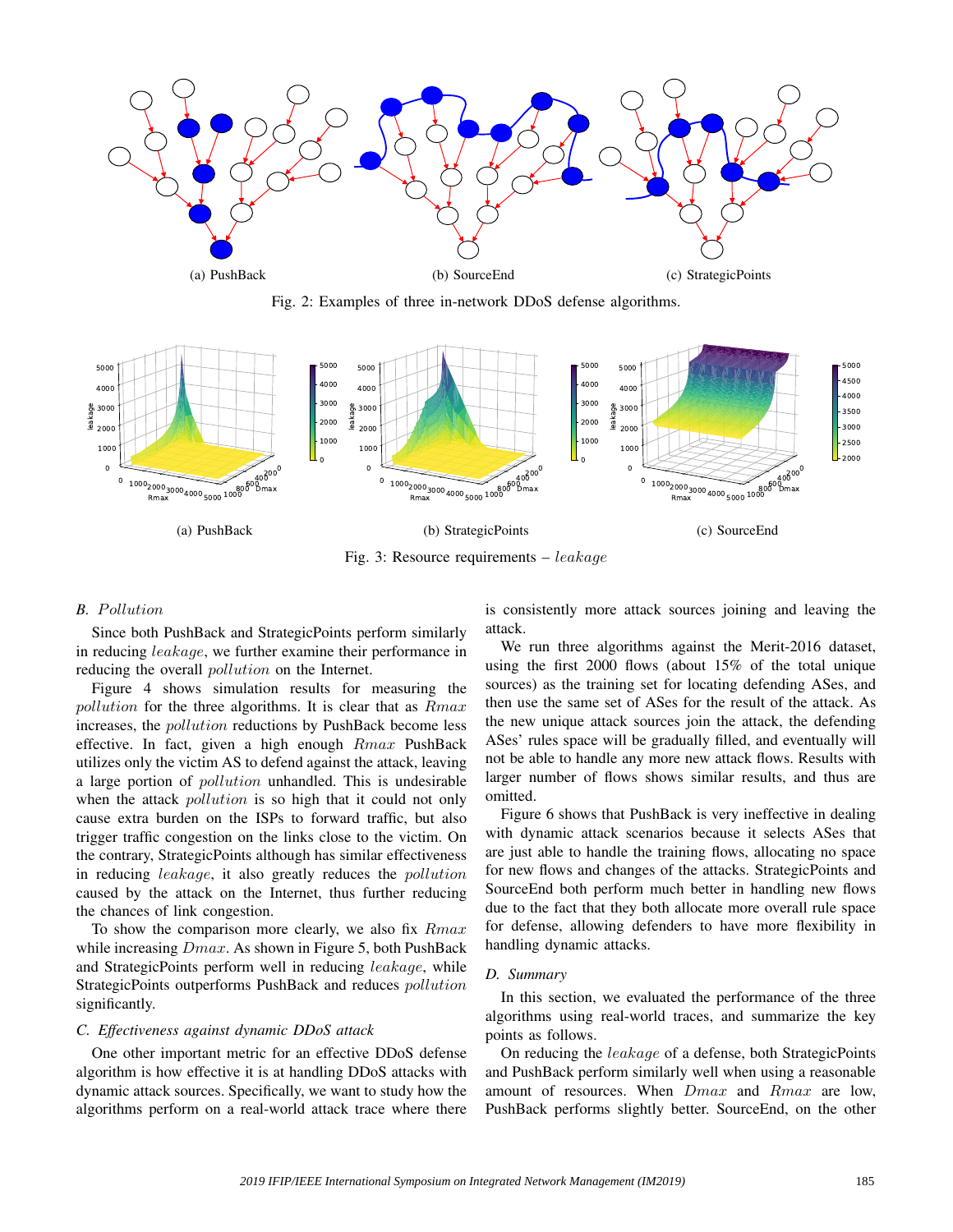(a) PushBack (b) SourceEnd (c) StrategicPoints

Fig. 2: Examples of three in-network DDoS defense algorithms.

(a) PushBack (b) StrategicPoints (c) SourceEnd

Fig. 3: Resource requirements – *leakage*

### B. *Pollution*

Since both PushBack and StrategicPoints perform similarly in reducing *leakage*, we further examine their performance in reducing the overall *pollution* on the Internet.

Figure 4 shows simulation results for measuring the *pollution* for the three algorithms. It is clear that as $Rmax$ increases, the *pollution* reductions by PushBack become less effective. In fact, given a high enough $Rmax$ PushBack utilizes only the victim AS to defend against the attack, leaving a large portion of *pollution* unhandled. This is undesirable when the attack *pollution* is so high that it could not only cause extra burden on the ISPs to forward traffic, but also trigger traffic congestion on the links close to the victim. On the contrary, StrategicPoints although has similar effectiveness in reducing *leakage*, it also greatly reduces the *pollution* caused by the attack on the Internet, thus further reducing the chances of link congestion.

To show the comparison more clearly, we also fix $Rmax$ while increasing $Dmax$. As shown in Figure 5, both PushBack and StrategicPoints perform well in reducing *leakage*, while StrategicPoints outperforms PushBack and reduces *pollution* significantly.

### C. *Effectiveness against dynamic DDoS attack*

One other important metric for an effective DDoS defense algorithm is how effective it is at handling DDoS attacks with dynamic attack sources. Specifically, we want to study how the algorithms perform on a real-world attack trace where there is consistently more attack sources joining and leaving the attack.

We run three algorithms against the Merit-2016 dataset, using the first 2000 flows (about 15% of the total unique sources) as the training set for locating defending ASes, and then use the same set of ASes for the result of the attack. As the new unique attack sources join the attack, the defending ASes' rules space will be gradually filled, and eventually will not be able to handle any more new attack flows. Results with larger number of flows shows similar results, and thus are omitted.

Figure 6 shows that PushBack is very ineffective in dealing with dynamic attack scenarios because it selects ASes that are just able to handle the training flows, allocating no space for new flows and changes of the attacks. StrategicPoints and SourceEnd both perform much better in handling new flows due to the fact that they both allocate more overall rule space for defense, allowing defenders to have more flexibility in handling dynamic attacks.

### D. *Summary*

In this section, we evaluated the performance of the three algorithms using real-world traces, and summarize the key points as follows.

On reducing the *leakage* of a defense, both StrategicPoints and PushBack perform similarly well when using a reasonable amount of resources. When $Dmax$ and $Rmax$ are low, PushBack performs slightly better. SourceEnd, on the other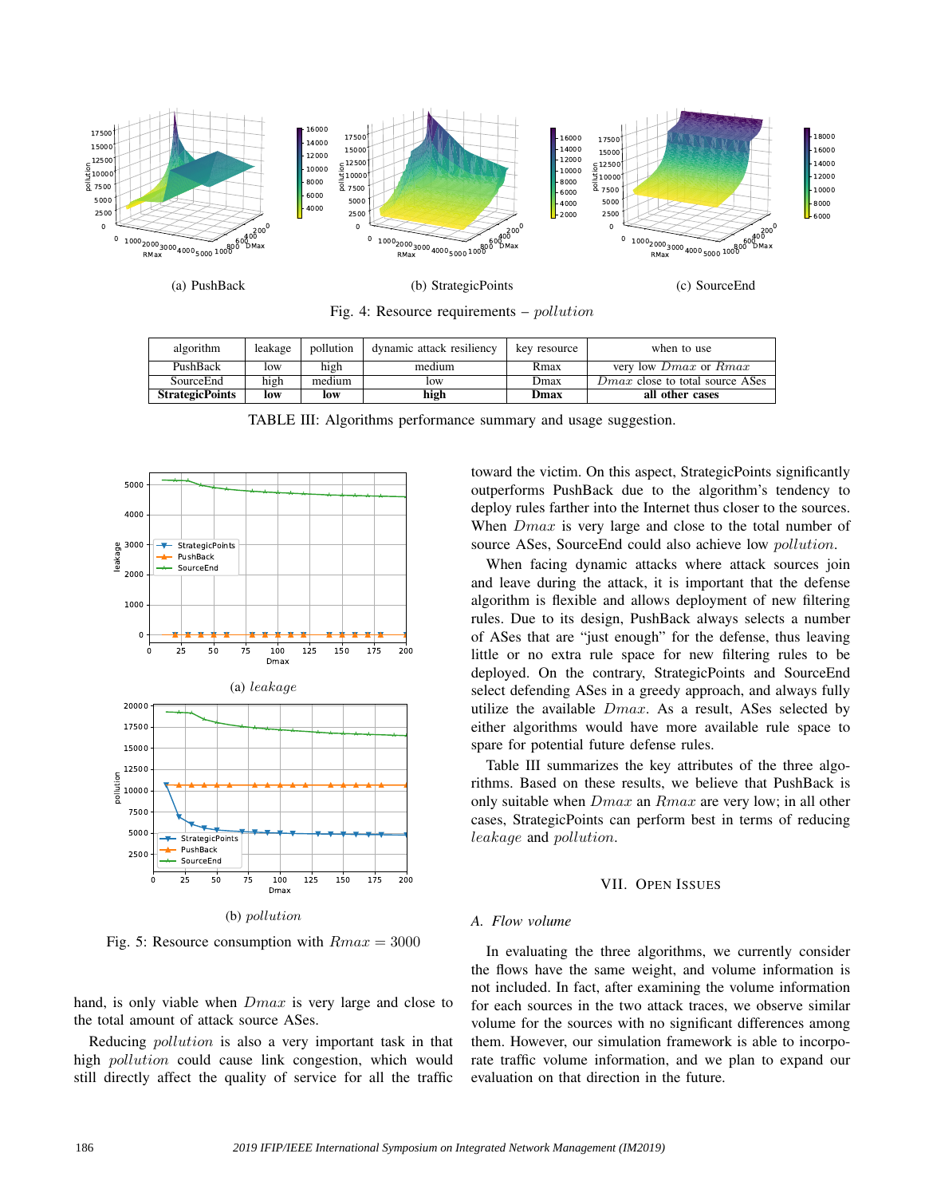(a) PushBack

(b) StrategicPoints

(c) SourceEnd

Fig. 4: Resource requirements – *pollution*

| algorithm | leakage | pollution | dynamic attack resiliency | key resource | when to use |
|---|---|---|---|---|---|
| PushBack | low | high | medium | Rmax | very low $Dmax$ or $Rmax$ |
| SourceEnd | high | medium | low | Dmax | $Dmax$ close to total source ASes |
| **StrategicPoints** | **low** | **low** | **high** | **Dmax** | **all other cases** |

TABLE III: Algorithms performance summary and usage suggestion.

(a) *leakage*

(b) *pollution*

Fig. 5: Resource consumption with $Rmax = 3000$

hand, is only viable when $Dmax$ is very large and close to the total amount of attack source ASes.

Reducing *pollution* is also a very important task in that high *pollution* could cause link congestion, which would still directly affect the quality of service for all the traffic toward the victim. On this aspect, StrategicPoints significantly outperforms PushBack due to the algorithm's tendency to deploy rules farther into the Internet thus closer to the sources. When $Dmax$ is very large and close to the total number of source ASes, SourceEnd could also achieve low *pollution*.

When facing dynamic attacks where attack sources join and leave during the attack, it is important that the defense algorithm is flexible and allows deployment of new filtering rules. Due to its design, PushBack always selects a number of ASes that are "just enough" for the defense, thus leaving little or no extra rule space for new filtering rules to be deployed. On the contrary, StrategicPoints and SourceEnd select defending ASes in a greedy approach, and always fully utilize the available $Dmax$. As a result, ASes selected by either algorithms would have more available rule space to spare for potential future defense rules.

Table III summarizes the key attributes of the three algorithms. Based on these results, we believe that PushBack is only suitable when $Dmax$ an $Rmax$ are very low; in all other cases, StrategicPoints can perform best in terms of reducing *leakage* and *pollution*.

## VII. Open Issues

### A. Flow volume

In evaluating the three algorithms, we currently consider the flows have the same weight, and volume information is not included. In fact, after examining the volume information for each sources in the two attack traces, we observe similar volume for the sources with no significant differences among them. However, our simulation framework is able to incorporate traffic volume information, and we plan to expand our evaluation on that direction in the future.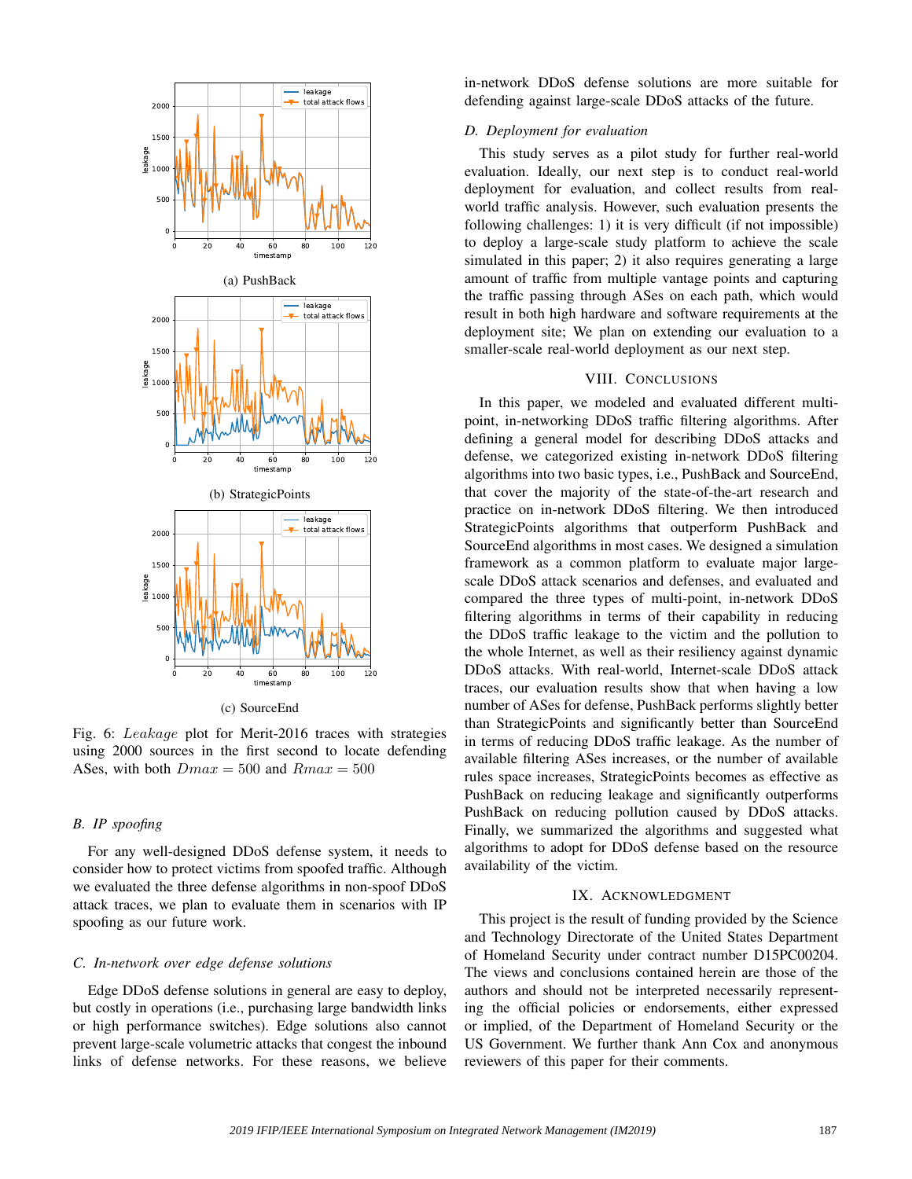(a) PushBack

(b) StrategicPoints

(c) SourceEnd

Fig. 6: $Leakage$ plot for Merit-2016 traces with strategies using 2000 sources in the first second to locate defending ASes, with both $Dmax = 500$ and $Rmax = 500$

### B. IP spoofing

For any well-designed DDoS defense system, it needs to consider how to protect victims from spoofed traffic. Although we evaluated the three defense algorithms in non-spoof DDoS attack traces, we plan to evaluate them in scenarios with IP spoofing as our future work.

### C. In-network over edge defense solutions

Edge DDoS defense solutions in general are easy to deploy, but costly in operations (i.e., purchasing large bandwidth links or high performance switches). Edge solutions also cannot prevent large-scale volumetric attacks that congest the inbound links of defense networks. For these reasons, we believe in-network DDoS defense solutions are more suitable for defending against large-scale DDoS attacks of the future.

### D. Deployment for evaluation

This study serves as a pilot study for further real-world evaluation. Ideally, our next step is to conduct real-world deployment for evaluation, and collect results from real-world traffic analysis. However, such evaluation presents the following challenges: 1) it is very difficult (if not impossible) to deploy a large-scale study platform to achieve the scale simulated in this paper; 2) it also requires generating a large amount of traffic from multiple vantage points and capturing the traffic passing through ASes on each path, which would result in both high hardware and software requirements at the deployment site; We plan on extending our evaluation to a smaller-scale real-world deployment as our next step.

## VIII. Conclusions

In this paper, we modeled and evaluated different multi-point, in-networking DDoS traffic filtering algorithms. After defining a general model for describing DDoS attacks and defense, we categorized existing in-network DDoS filtering algorithms into two basic types, i.e., PushBack and SourceEnd, that cover the majority of the state-of-the-art research and practice on in-network DDoS filtering. We then introduced StrategicPoints algorithms that outperform PushBack and SourceEnd algorithms in most cases. We designed a simulation framework as a common platform to evaluate major large-scale DDoS attack scenarios and defenses, and evaluated and compared the three types of multi-point, in-network DDoS filtering algorithms in terms of their capability in reducing the DDoS traffic leakage to the victim and the pollution to the whole Internet, as well as their resiliency against dynamic DDoS attacks. With real-world, Internet-scale DDoS attack traces, our evaluation results show that when having a low number of ASes for defense, PushBack performs slightly better than StrategicPoints and significantly better than SourceEnd in terms of reducing DDoS traffic leakage. As the number of available filtering ASes increases, or the number of available rules space increases, StrategicPoints becomes as effective as PushBack on reducing leakage and significantly outperforms PushBack on reducing pollution caused by DDoS attacks. Finally, we summarized the algorithms and suggested what algorithms to adopt for DDoS defense based on the resource availability of the victim.

## IX. Acknowledgment

This project is the result of funding provided by the Science and Technology Directorate of the United States Department of Homeland Security under contract number D15PC00204. The views and conclusions contained herein are those of the authors and should not be interpreted necessarily representing the official policies or endorsements, either expressed or implied, of the Department of Homeland Security or the US Government. We further thank Ann Cox and anonymous reviewers of this paper for their comments.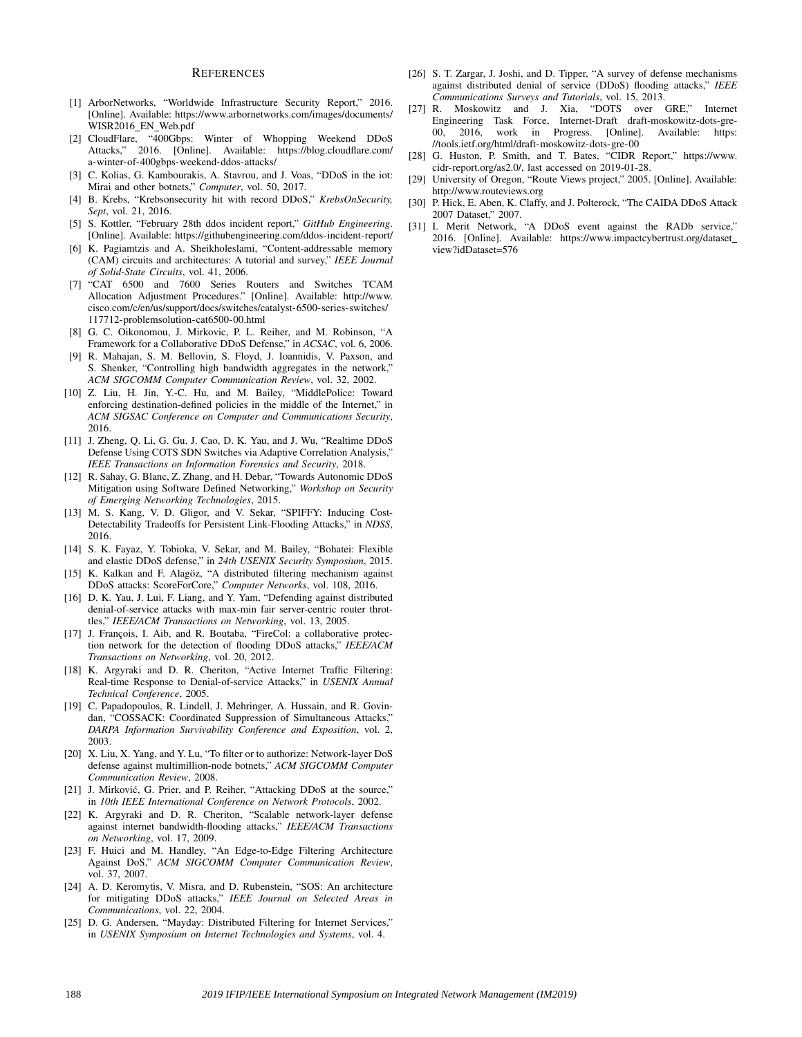## REFERENCES

[1] ArborNetworks, "Worldwide Infrastructure Security Report," 2016. [Online]. Available: https://www.arbornetworks.com/images/documents/WISR2016_EN_Web.pdf

[2] CloudFlare, "400Gbps: Winter of Whopping Weekend DDoS Attacks," 2016. [Online]. Available: https://blog.cloudflare.com/a-winter-of-400gbps-weekend-ddos-attacks/

[3] C. Kolias, G. Kambourakis, A. Stavrou, and J. Voas, "DDoS in the iot: Mirai and other botnets," *Computer*, vol. 50, 2017.

[4] B. Krebs, "Krebsonsecurity hit with record DDoS," *KrebsOnSecurity, Sept*, vol. 21, 2016.

[5] S. Kottler, "February 28th ddos incident report," *GitHub Engineering*. [Online]. Available: https://githubengineering.com/ddos-incident-report/

[6] K. Pagiamtzis and A. Sheikholeslami, "Content-addressable memory (CAM) circuits and architectures: A tutorial and survey," *IEEE Journal of Solid-State Circuits*, vol. 41, 2006.

[7] "CAT 6500 and 7600 Series Routers and Switches TCAM Allocation Adjustment Procedures." [Online]. Available: http://www.cisco.com/c/en/us/support/docs/switches/catalyst-6500-series-switches/117712-problemsolution-cat6500-00.html

[8] G. C. Oikonomou, J. Mirkovic, P. L. Reiher, and M. Robinson, "A Framework for a Collaborative DDoS Defense," in *ACSAC*, vol. 6, 2006.

[9] R. Mahajan, S. M. Bellovin, S. Floyd, J. Ioannidis, V. Paxson, and S. Shenker, "Controlling high bandwidth aggregates in the network," *ACM SIGCOMM Computer Communication Review*, vol. 32, 2002.

[10] Z. Liu, H. Jin, Y.-C. Hu, and M. Bailey, "MiddlePolice: Toward enforcing destination-defined policies in the middle of the Internet," in *ACM SIGSAC Conference on Computer and Communications Security*, 2016.

[11] J. Zheng, Q. Li, G. Gu, J. Cao, D. K. Yau, and J. Wu, "Realtime DDoS Defense Using COTS SDN Switches via Adaptive Correlation Analysis," *IEEE Transactions on Information Forensics and Security*, 2018.

[12] R. Sahay, G. Blanc, Z. Zhang, and H. Debar, "Towards Autonomic DDoS Mitigation using Software Defined Networking," *Workshop on Security of Emerging Networking Technologies*, 2015.

[13] M. S. Kang, V. D. Gligor, and V. Sekar, "SPIFFY: Inducing Cost-Detectability Tradeoffs for Persistent Link-Flooding Attacks," in *NDSS*, 2016.

[14] S. K. Fayaz, Y. Tobioka, V. Sekar, and M. Bailey, "Bohatei: Flexible and elastic DDoS defense," in *24th USENIX Security Symposium*, 2015.

[15] K. Kalkan and F. Alagöz, "A distributed filtering mechanism against DDoS attacks: ScoreForCore," *Computer Networks*, vol. 108, 2016.

[16] D. K. Yau, J. Lui, F. Liang, and Y. Yam, "Defending against distributed denial-of-service attacks with max-min fair server-centric router throttles," *IEEE/ACM Transactions on Networking*, vol. 13, 2005.

[17] J. François, I. Aib, and R. Boutaba, "FireCol: a collaborative protection network for the detection of flooding DDoS attacks," *IEEE/ACM Transactions on Networking*, vol. 20, 2012.

[18] K. Argyraki and D. R. Cheriton, "Active Internet Traffic Filtering: Real-time Response to Denial-of-service Attacks," in *USENIX Annual Technical Conference*, 2005.

[19] C. Papadopoulos, R. Lindell, J. Mehringer, A. Hussain, and R. Govindan, "COSSACK: Coordinated Suppression of Simultaneous Attacks," *DARPA Information Survivability Conference and Exposition*, vol. 2, 2003.

[20] X. Liu, X. Yang, and Y. Lu, "To filter or to authorize: Network-layer DoS defense against multimillion-node botnets," *ACM SIGCOMM Computer Communication Review*, 2008.

[21] J. Mirković, G. Prier, and P. Reiher, "Attacking DDoS at the source," in *10th IEEE International Conference on Network Protocols*, 2002.

[22] K. Argyraki and D. R. Cheriton, "Scalable network-layer defense against internet bandwidth-flooding attacks," *IEEE/ACM Transactions on Networking*, vol. 17, 2009.

[23] F. Huici and M. Handley, "An Edge-to-Edge Filtering Architecture Against DoS," *ACM SIGCOMM Computer Communication Review*, vol. 37, 2007.

[24] A. D. Keromytis, V. Misra, and D. Rubenstein, "SOS: An architecture for mitigating DDoS attacks," *IEEE Journal on Selected Areas in Communications*, vol. 22, 2004.

[25] D. G. Andersen, "Mayday: Distributed Filtering for Internet Services," in *USENIX Symposium on Internet Technologies and Systems*, vol. 4.

[26] S. T. Zargar, J. Joshi, and D. Tipper, "A survey of defense mechanisms against distributed denial of service (DDoS) flooding attacks," *IEEE Communications Surveys and Tutorials*, vol. 15, 2013.

[27] R. Moskowitz and J. Xia, "DOTS over GRE," Internet Engineering Task Force, Internet-Draft draft-moskowitz-dots-gre-00, 2016, work in Progress. [Online]. Available: https://tools.ietf.org/html/draft-moskowitz-dots-gre-00

[28] G. Huston, P. Smith, and T. Bates, "CIDR Report," https://www.cidr-report.org/as2.0/, last accessed on 2019-01-28.

[29] University of Oregon, "Route Views project," 2005. [Online]. Available: http://www.routeviews.org

[30] P. Hick, E. Aben, K. Claffy, and J. Polterock, "The CAIDA DDoS Attack 2007 Dataset," 2007.

[31] I. Merit Network, "A DDoS event against the RADb service," 2016. [Online]. Available: https://www.impactcybertrust.org/dataset_view?idDataset=576